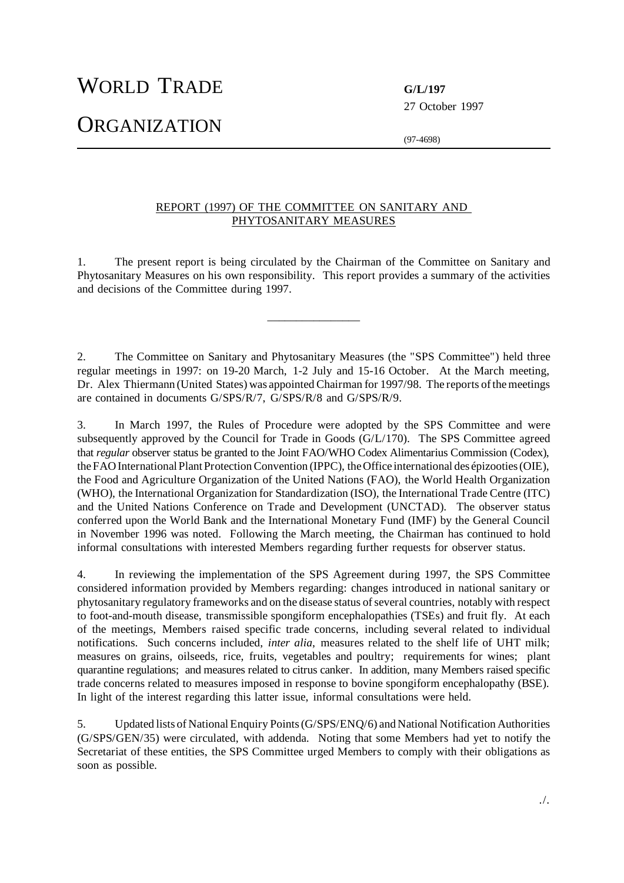# WORLD TRADE ORGANIZATION

**G/L/197**
27 October 1997

(97-4698)

## REPORT (1997) OF THE COMMITTEE ON SANITARY AND PHYTOSANITARY MEASURES

1. The present report is being circulated by the Chairman of the Committee on Sanitary and Phytosanitary Measures on his own responsibility. This report provides a summary of the activities and decisions of the Committee during 1997.

---

2. The Committee on Sanitary and Phytosanitary Measures (the "SPS Committee") held three regular meetings in 1997: on 19-20 March, 1-2 July and 15-16 October. At the March meeting, Dr. Alex Thiermann (United States) was appointed Chairman for 1997/98. The reports of the meetings are contained in documents G/SPS/R/7, G/SPS/R/8 and G/SPS/R/9.

3. In March 1997, the Rules of Procedure were adopted by the SPS Committee and were subsequently approved by the Council for Trade in Goods (G/L/170). The SPS Committee agreed that *regular* observer status be granted to the Joint FAO/WHO Codex Alimentarius Commission (Codex), the FAO International Plant Protection Convention (IPPC), the Office international des épizooties (OIE), the Food and Agriculture Organization of the United Nations (FAO), the World Health Organization (WHO), the International Organization for Standardization (ISO), the International Trade Centre (ITC) and the United Nations Conference on Trade and Development (UNCTAD). The observer status conferred upon the World Bank and the International Monetary Fund (IMF) by the General Council in November 1996 was noted. Following the March meeting, the Chairman has continued to hold informal consultations with interested Members regarding further requests for observer status.

4. In reviewing the implementation of the SPS Agreement during 1997, the SPS Committee considered information provided by Members regarding: changes introduced in national sanitary or phytosanitary regulatory frameworks and on the disease status of several countries, notably with respect to foot-and-mouth disease, transmissible spongiform encephalopathies (TSEs) and fruit fly. At each of the meetings, Members raised specific trade concerns, including several related to individual notifications. Such concerns included, *inter alia*, measures related to the shelf life of UHT milk; measures on grains, oilseeds, rice, fruits, vegetables and poultry; requirements for wines; plant quarantine regulations; and measures related to citrus canker. In addition, many Members raised specific trade concerns related to measures imposed in response to bovine spongiform encephalopathy (BSE). In light of the interest regarding this latter issue, informal consultations were held.

5. Updated lists of National Enquiry Points (G/SPS/ENQ/6) and National Notification Authorities (G/SPS/GEN/35) were circulated, with addenda. Noting that some Members had yet to notify the Secretariat of these entities, the SPS Committee urged Members to comply with their obligations as soon as possible.

./.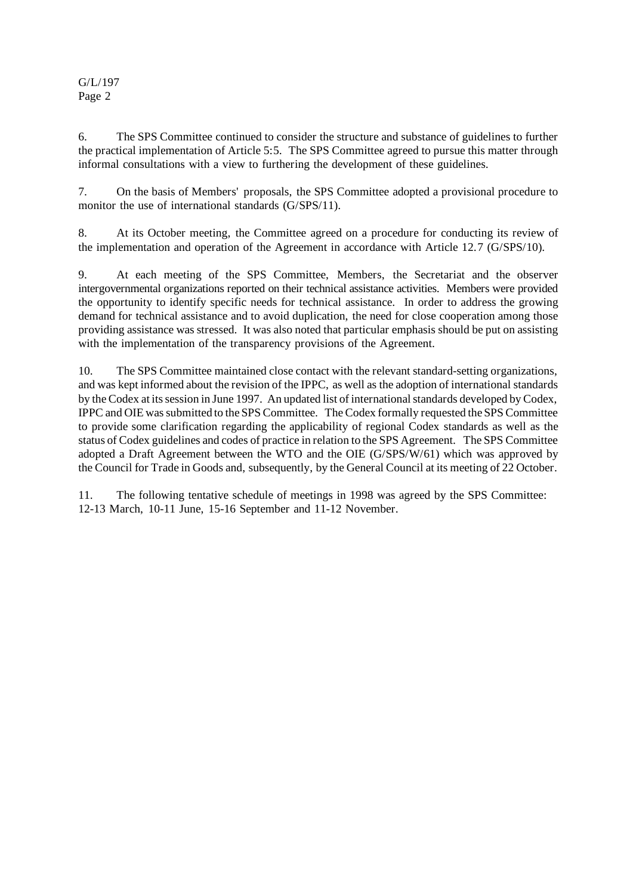6. The SPS Committee continued to consider the structure and substance of guidelines to further the practical implementation of Article 5:5. The SPS Committee agreed to pursue this matter through informal consultations with a view to furthering the development of these guidelines.

7. On the basis of Members' proposals, the SPS Committee adopted a provisional procedure to monitor the use of international standards (G/SPS/11).

8. At its October meeting, the Committee agreed on a procedure for conducting its review of the implementation and operation of the Agreement in accordance with Article 12.7 (G/SPS/10).

9. At each meeting of the SPS Committee, Members, the Secretariat and the observer intergovernmental organizations reported on their technical assistance activities. Members were provided the opportunity to identify specific needs for technical assistance. In order to address the growing demand for technical assistance and to avoid duplication, the need for close cooperation among those providing assistance was stressed. It was also noted that particular emphasis should be put on assisting with the implementation of the transparency provisions of the Agreement.

10. The SPS Committee maintained close contact with the relevant standard-setting organizations, and was kept informed about the revision of the IPPC, as well as the adoption of international standards by the Codex at its session in June 1997. An updated list of international standards developed by Codex, IPPC and OIE was submitted to the SPS Committee. The Codex formally requested the SPS Committee to provide some clarification regarding the applicability of regional Codex standards as well as the status of Codex guidelines and codes of practice in relation to the SPS Agreement. The SPS Committee adopted a Draft Agreement between the WTO and the OIE (G/SPS/W/61) which was approved by the Council for Trade in Goods and, subsequently, by the General Council at its meeting of 22 October.

11. The following tentative schedule of meetings in 1998 was agreed by the SPS Committee: 12-13 March, 10-11 June, 15-16 September and 11-12 November.